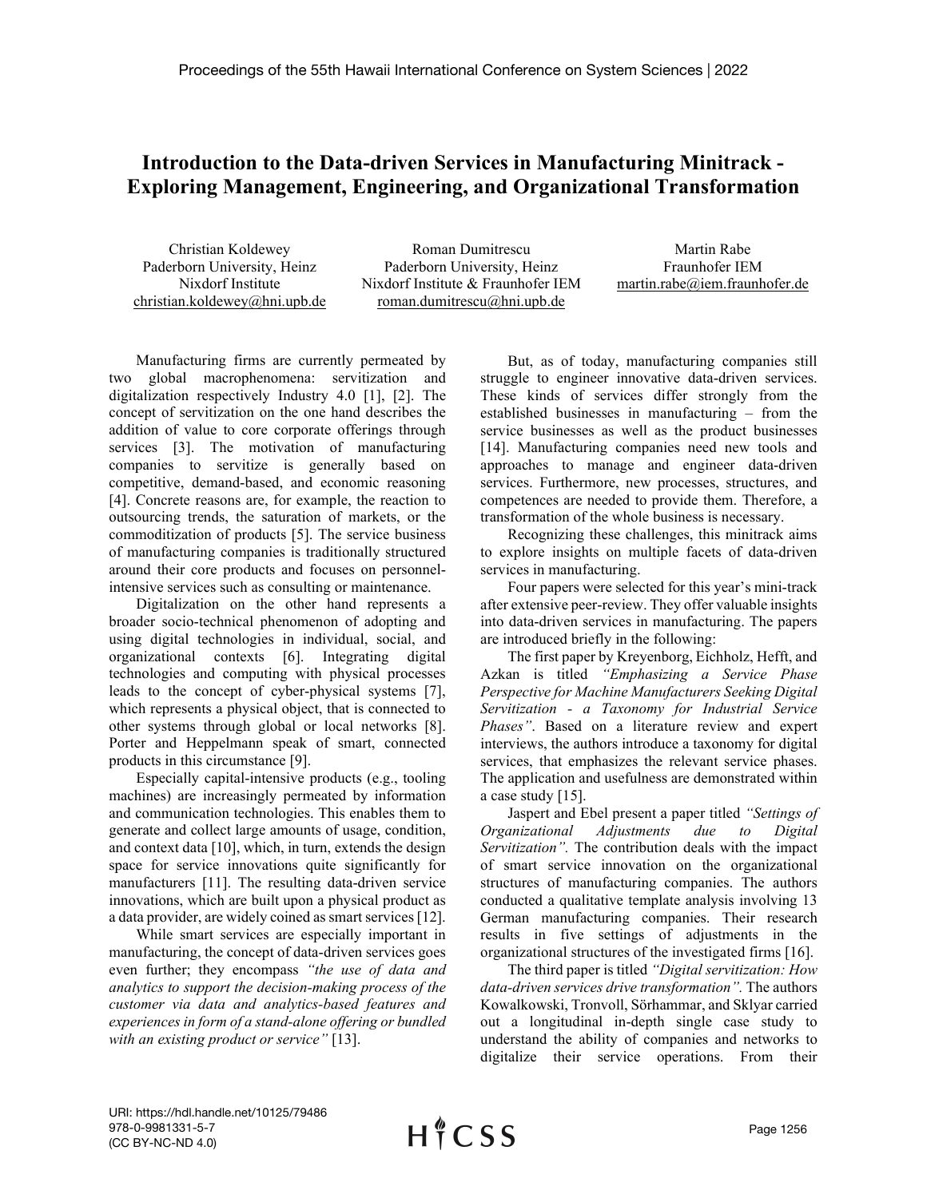# Introduction to the Data-driven Services in Manufacturing Minitrack - Exploring Management, Engineering, and Organizational Transformation

Christian Koldewey
Paderborn University, Heinz Nixdorf Institute
christian.koldewey@hni.upb.de

Roman Dumitrescu
Paderborn University, Heinz Nixdorf Institute & Fraunhofer IEM
roman.dumitrescu@hni.upb.de

Martin Rabe
Fraunhofer IEM
martin.rabe@iem.fraunhofer.de

Manufacturing firms are currently permeated by two global macrophenomena: servitization and digitalization respectively Industry 4.0 [1], [2]. The concept of servitization on the one hand describes the addition of value to core corporate offerings through services [3]. The motivation of manufacturing companies to servitize is generally based on competitive, demand-based, and economic reasoning [4]. Concrete reasons are, for example, the reaction to outsourcing trends, the saturation of markets, or the commoditization of products [5]. The service business of manufacturing companies is traditionally structured around their core products and focuses on personnel-intensive services such as consulting or maintenance.

Digitalization on the other hand represents a broader socio-technical phenomenon of adopting and using digital technologies in individual, social, and organizational contexts [6]. Integrating digital technologies and computing with physical processes leads to the concept of cyber-physical systems [7], which represents a physical object, that is connected to other systems through global or local networks [8]. Porter and Heppelmann speak of smart, connected products in this circumstance [9].

Especially capital-intensive products (e.g., tooling machines) are increasingly permeated by information and communication technologies. This enables them to generate and collect large amounts of usage, condition, and context data [10], which, in turn, extends the design space for service innovations quite significantly for manufacturers [11]. The resulting data-driven service innovations, which are built upon a physical product as a data provider, are widely coined as smart services [12].

While smart services are especially important in manufacturing, the concept of data-driven services goes even further; they encompass *"the use of data and analytics to support the decision-making process of the customer via data and analytics-based features and experiences in form of a stand-alone offering or bundled with an existing product or service"* [13].

But, as of today, manufacturing companies still struggle to engineer innovative data-driven services. These kinds of services differ strongly from the established businesses in manufacturing – from the service businesses as well as the product businesses [14]. Manufacturing companies need new tools and approaches to manage and engineer data-driven services. Furthermore, new processes, structures, and competences are needed to provide them. Therefore, a transformation of the whole business is necessary.

Recognizing these challenges, this minitrack aims to explore insights on multiple facets of data-driven services in manufacturing.

Four papers were selected for this year's mini-track after extensive peer-review. They offer valuable insights into data-driven services in manufacturing. The papers are introduced briefly in the following:

The first paper by Kreyenborg, Eichholz, Hefft, and Azkan is titled *"Emphasizing a Service Phase Perspective for Machine Manufacturers Seeking Digital Servitization - a Taxonomy for Industrial Service Phases"*. Based on a literature review and expert interviews, the authors introduce a taxonomy for digital services, that emphasizes the relevant service phases. The application and usefulness are demonstrated within a case study [15].

Jaspert and Ebel present a paper titled *"Settings of Organizational Adjustments due to Digital Servitization".* The contribution deals with the impact of smart service innovation on the organizational structures of manufacturing companies. The authors conducted a qualitative template analysis involving 13 German manufacturing companies. Their research results in five settings of adjustments in the organizational structures of the investigated firms [16].

The third paper is titled *"Digital servitization: How data-driven services drive transformation".* The authors Kowalkowski, Tronvoll, Sörhammar, and Sklyar carried out a longitudinal in-depth single case study to understand the ability of companies and networks to digitalize their service operations. From their

URI: https://hdl.handle.net/10125/79486
978-0-9981331-5-7
(CC BY-NC-ND 4.0)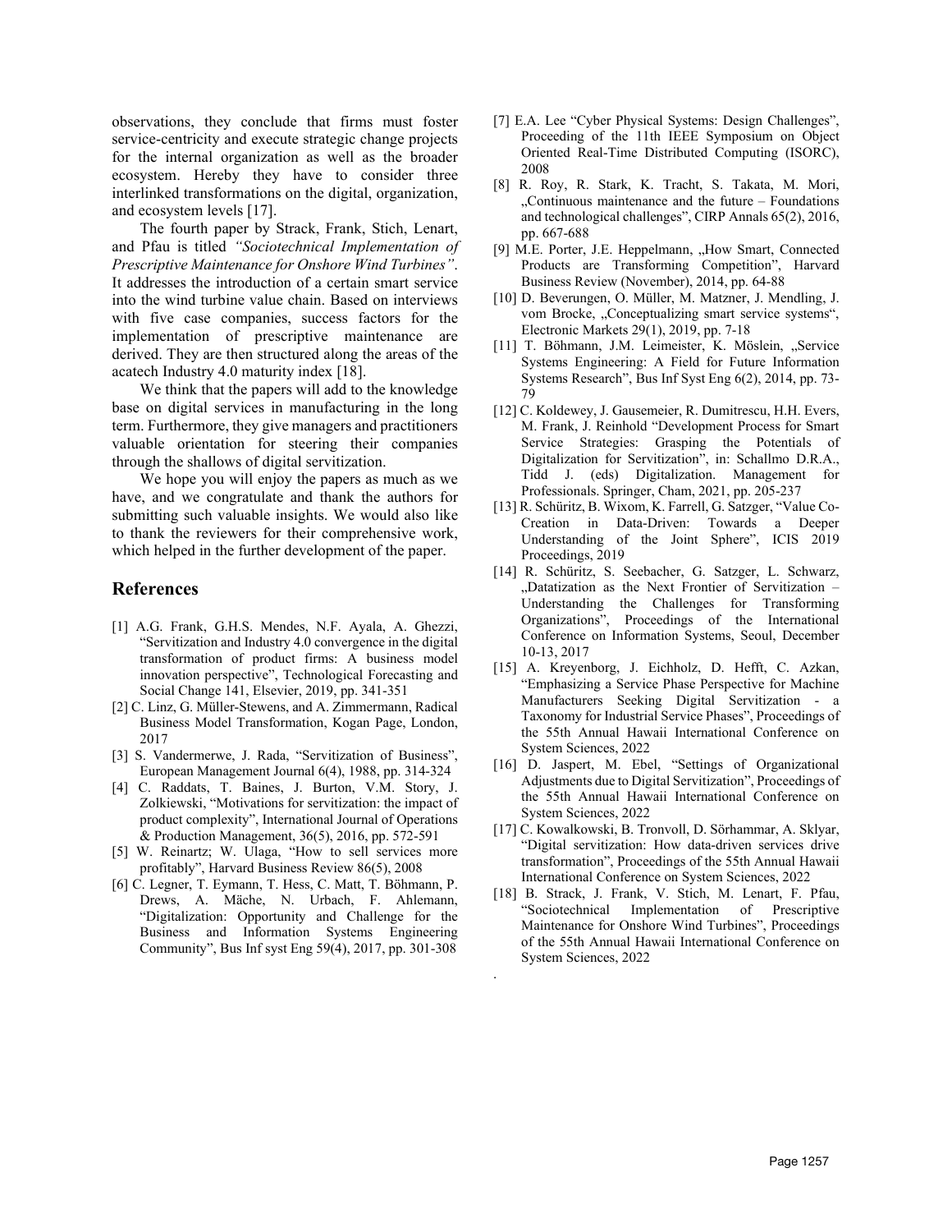observations, they conclude that firms must foster service-centricity and execute strategic change projects for the internal organization as well as the broader ecosystem. Hereby they have to consider three interlinked transformations on the digital, organization, and ecosystem levels [17].

The fourth paper by Strack, Frank, Stich, Lenart, and Pfau is titled *"Sociotechnical Implementation of Prescriptive Maintenance for Onshore Wind Turbines"*. It addresses the introduction of a certain smart service into the wind turbine value chain. Based on interviews with five case companies, success factors for the implementation of prescriptive maintenance are derived. They are then structured along the areas of the acatech Industry 4.0 maturity index [18].

We think that the papers will add to the knowledge base on digital services in manufacturing in the long term. Furthermore, they give managers and practitioners valuable orientation for steering their companies through the shallows of digital servitization.

We hope you will enjoy the papers as much as we have, and we congratulate and thank the authors for submitting such valuable insights. We would also like to thank the reviewers for their comprehensive work, which helped in the further development of the paper.

## References

[1] A.G. Frank, G.H.S. Mendes, N.F. Ayala, A. Ghezzi, "Servitization and Industry 4.0 convergence in the digital transformation of product firms: A business model innovation perspective", Technological Forecasting and Social Change 141, Elsevier, 2019, pp. 341-351

[2] C. Linz, G. Müller-Stewens, and A. Zimmermann, Radical Business Model Transformation, Kogan Page, London, 2017

[3] S. Vandermerwe, J. Rada, "Servitization of Business", European Management Journal 6(4), 1988, pp. 314-324

[4] C. Raddats, T. Baines, J. Burton, V.M. Story, J. Zolkiewski, "Motivations for servitization: the impact of product complexity", International Journal of Operations & Production Management, 36(5), 2016, pp. 572-591

[5] W. Reinartz; W. Ulaga, "How to sell services more profitably", Harvard Business Review 86(5), 2008

[6] C. Legner, T. Eymann, T. Hess, C. Matt, T. Böhmann, P. Drews, A. Mäche, N. Urbach, F. Ahlemann, "Digitalization: Opportunity and Challenge for the Business and Information Systems Engineering Community", Bus Inf syst Eng 59(4), 2017, pp. 301-308

[7] E.A. Lee "Cyber Physical Systems: Design Challenges", Proceeding of the 11th IEEE Symposium on Object Oriented Real-Time Distributed Computing (ISORC), 2008

[8] R. Roy, R. Stark, K. Tracht, S. Takata, M. Mori, „Continuous maintenance and the future – Foundations and technological challenges", CIRP Annals 65(2), 2016, pp. 667-688

[9] M.E. Porter, J.E. Heppelmann, „How Smart, Connected Products are Transforming Competition", Harvard Business Review (November), 2014, pp. 64-88

[10] D. Beverungen, O. Müller, M. Matzner, J. Mendling, J. vom Brocke, „Conceptualizing smart service systems", Electronic Markets 29(1), 2019, pp. 7-18

[11] T. Böhmann, J.M. Leimeister, K. Möslein, „Service Systems Engineering: A Field for Future Information Systems Research", Bus Inf Syst Eng 6(2), 2014, pp. 73-79

[12] C. Koldewey, J. Gausemeier, R. Dumitrescu, H.H. Evers, M. Frank, J. Reinhold "Development Process for Smart Service Strategies: Grasping the Potentials of Digitalization for Servitization", in: Schallmo D.R.A., Tidd J. (eds) Digitalization. Management for Professionals. Springer, Cham, 2021, pp. 205-237

[13] R. Schüritz, B. Wixom, K. Farrell, G. Satzger, "Value Co-Creation in Data-Driven: Towards a Deeper Understanding of the Joint Sphere", ICIS 2019 Proceedings, 2019

[14] R. Schüritz, S. Seebacher, G. Satzger, L. Schwarz, „Datatization as the Next Frontier of Servitization – Understanding the Challenges for Transforming Organizations", Proceedings of the International Conference on Information Systems, Seoul, December 10-13, 2017

[15] A. Kreyenborg, J. Eichholz, D. Hefft, C. Azkan, "Emphasizing a Service Phase Perspective for Machine Manufacturers Seeking Digital Servitization - a Taxonomy for Industrial Service Phases", Proceedings of the 55th Annual Hawaii International Conference on System Sciences, 2022

[16] D. Jaspert, M. Ebel, "Settings of Organizational Adjustments due to Digital Servitization", Proceedings of the 55th Annual Hawaii International Conference on System Sciences, 2022

[17] C. Kowalkowski, B. Tronvoll, D. Sörhammar, A. Sklyar, "Digital servitization: How data-driven services drive transformation", Proceedings of the 55th Annual Hawaii International Conference on System Sciences, 2022

[18] B. Strack, J. Frank, V. Stich, M. Lenart, F. Pfau, "Sociotechnical Implementation of Prescriptive Maintenance for Onshore Wind Turbines", Proceedings of the 55th Annual Hawaii International Conference on System Sciences, 2022